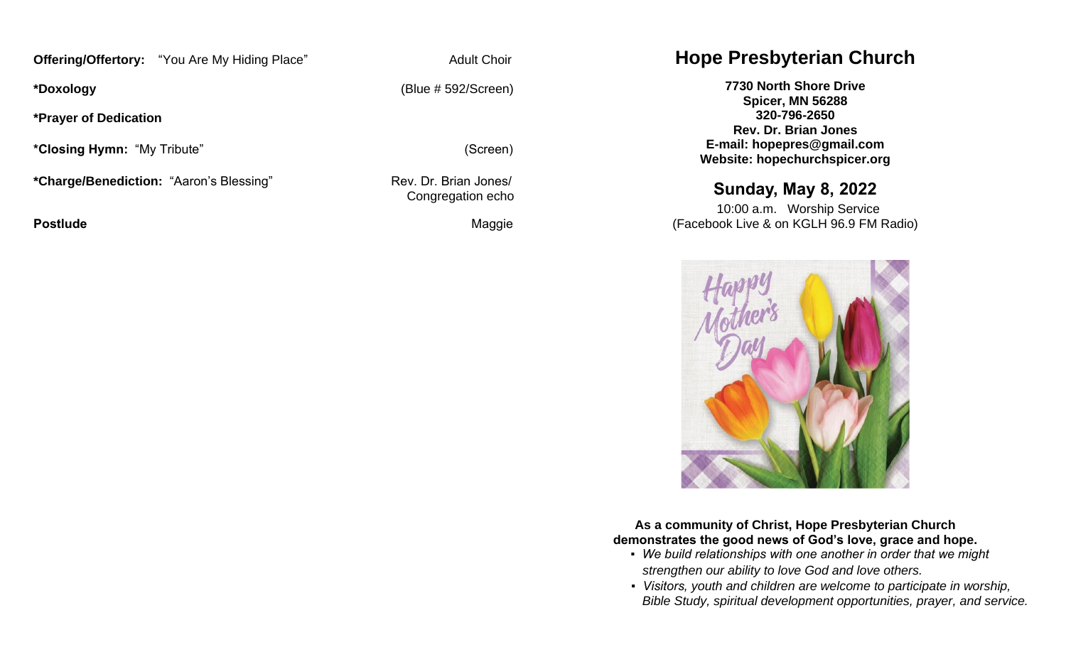**Offering/Offertory:** "You Are My Hiding Place" — Adult Choir

***Doxology** — (Blue # 592/Screen)

***Prayer of Dedication**

***Closing Hymn:** "My Tribute" — (Screen)

***Charge/Benediction:** "Aaron's Blessing" — Rev. Dr. Brian Jones/ Congregation echo

**Postlude** — Maggie

# Hope Presbyterian Church

**7730 North Shore Drive**
**Spicer, MN 56288**
**320-796-2650**
**Rev. Dr. Brian Jones**
**E-mail: hopepres@gmail.com**
**Website: hopechurchspicer.org**

## Sunday, May 8, 2022

10:00 a.m. Worship Service
(Facebook Live & on KGLH 96.9 FM Radio)

**As a community of Christ, Hope Presbyterian Church demonstrates the good news of God's love, grace and hope.**

- *We build relationships with one another in order that we might strengthen our ability to love God and love others.*
- *Visitors, youth and children are welcome to participate in worship, Bible Study, spiritual development opportunities, prayer, and service.*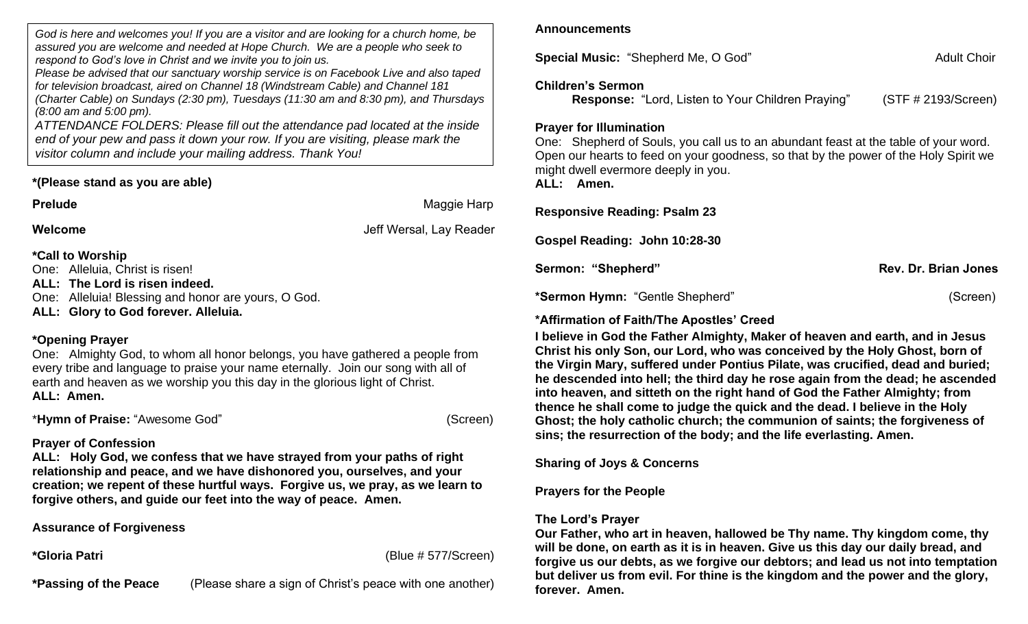*God is here and welcomes you! If you are a visitor and are looking for a church home, be assured you are welcome and needed at Hope Church. We are a people who seek to respond to God's love in Christ and we invite you to join us.*

*Please be advised that our sanctuary worship service is on Facebook Live and also taped for television broadcast, aired on Channel 18 (Windstream Cable) and Channel 181 (Charter Cable) on Sundays (2:30 pm), Tuesdays (11:30 am and 8:30 pm), and Thursdays (8:00 am and 5:00 pm).*

*ATTENDANCE FOLDERS: Please fill out the attendance pad located at the inside end of your pew and pass it down your row. If you are visiting, please mark the visitor column and include your mailing address. Thank You!*

**\*(Please stand as you are able)**

**Prelude** Maggie Harp

**Welcome** Jeff Wersal, Lay Reader

**\*Call to Worship**

One: Alleluia, Christ is risen!

**ALL: The Lord is risen indeed.**

One: Alleluia! Blessing and honor are yours, O God.

**ALL: Glory to God forever. Alleluia.**

**\*Opening Prayer**

One: Almighty God, to whom all honor belongs, you have gathered a people from every tribe and language to praise your name eternally. Join our song with all of earth and heaven as we worship you this day in the glorious light of Christ.

**ALL: Amen.**

\***Hymn of Praise:** "Awesome God" (Screen)

**Prayer of Confession**

**ALL: Holy God, we confess that we have strayed from your paths of right relationship and peace, and we have dishonored you, ourselves, and your creation; we repent of these hurtful ways. Forgive us, we pray, as we learn to forgive others, and guide our feet into the way of peace. Amen.**

**Assurance of Forgiveness**

**\*Gloria Patri** (Blue # 577/Screen)

**\*Passing of the Peace** (Please share a sign of Christ's peace with one another)

**Announcements**

**Special Music:** "Shepherd Me, O God" Adult Choir

**Children's Sermon**

**Response:** "Lord, Listen to Your Children Praying" (STF # 2193/Screen)

**Prayer for Illumination**

One: Shepherd of Souls, you call us to an abundant feast at the table of your word. Open our hearts to feed on your goodness, so that by the power of the Holy Spirit we might dwell evermore deeply in you.

**ALL: Amen.**

**Responsive Reading: Psalm 23**

**Gospel Reading: John 10:28-30**

**Sermon: "Shepherd" Rev. Dr. Brian Jones**

**\*Sermon Hymn:** "Gentle Shepherd" (Screen)

**\*Affirmation of Faith/The Apostles' Creed**

**I believe in God the Father Almighty, Maker of heaven and earth, and in Jesus Christ his only Son, our Lord, who was conceived by the Holy Ghost, born of the Virgin Mary, suffered under Pontius Pilate, was crucified, dead and buried; he descended into hell; the third day he rose again from the dead; he ascended into heaven, and sitteth on the right hand of God the Father Almighty; from thence he shall come to judge the quick and the dead. I believe in the Holy Ghost; the holy catholic church; the communion of saints; the forgiveness of sins; the resurrection of the body; and the life everlasting. Amen.**

**Sharing of Joys & Concerns**

**Prayers for the People**

**The Lord's Prayer**

**Our Father, who art in heaven, hallowed be Thy name. Thy kingdom come, thy will be done, on earth as it is in heaven. Give us this day our daily bread, and forgive us our debts, as we forgive our debtors; and lead us not into temptation but deliver us from evil. For thine is the kingdom and the power and the glory, forever. Amen.**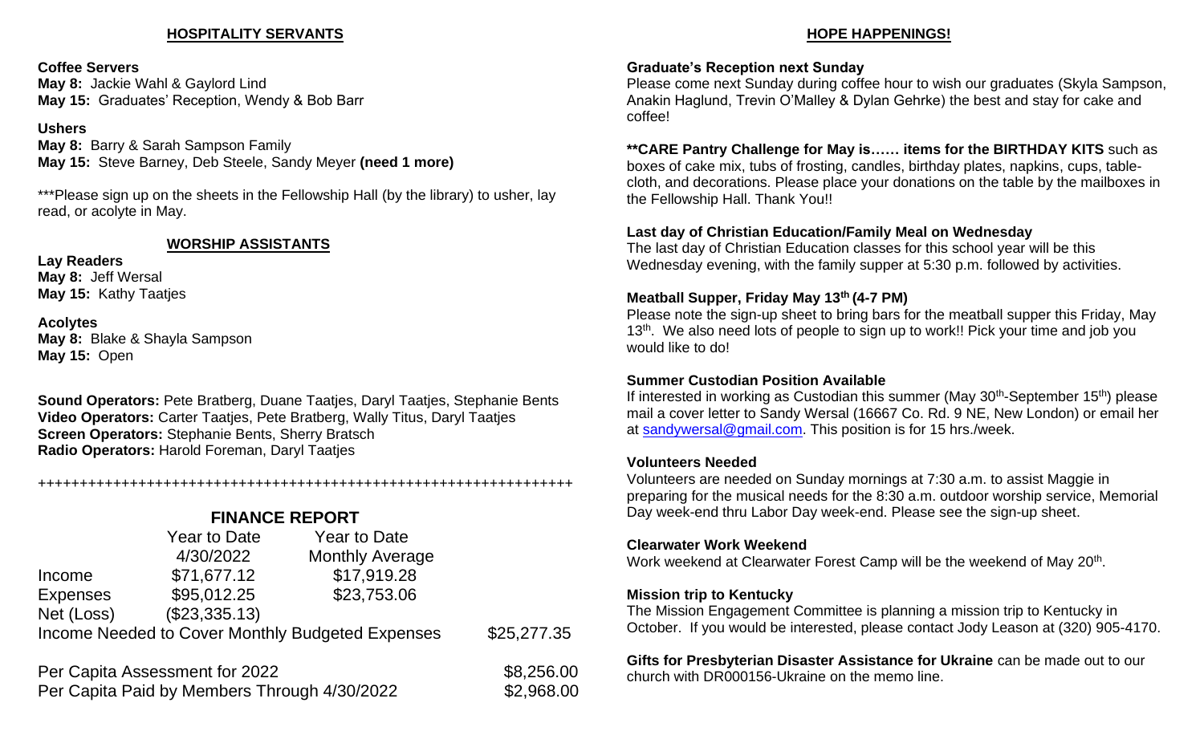## HOSPITALITY SERVANTS

**Coffee Servers**
**May 8:** Jackie Wahl & Gaylord Lind
**May 15:** Graduates' Reception, Wendy & Bob Barr

**Ushers**
**May 8:** Barry & Sarah Sampson Family
**May 15:** Steve Barney, Deb Steele, Sandy Meyer **(need 1 more)**

***Please sign up on the sheets in the Fellowship Hall (by the library) to usher, lay read, or acolyte in May.

## WORSHIP ASSISTANTS

**Lay Readers**
**May 8:** Jeff Wersal
**May 15:** Kathy Taatjes

**Acolytes**
**May 8:** Blake & Shayla Sampson
**May 15:** Open

**Sound Operators:** Pete Bratberg, Duane Taatjes, Daryl Taatjes, Stephanie Bents
**Video Operators:** Carter Taatjes, Pete Bratberg, Wally Titus, Daryl Taatjes
**Screen Operators:** Stephanie Bents, Sherry Bratsch
**Radio Operators:** Harold Foreman, Daryl Taatjes

+++++++++++++++++++++++++++++++++++++++++++++++++++++++++++++++++

## FINANCE REPORT

| | Year to Date 4/30/2022 | Year to Date Monthly Average | |
|---|---|---|---|
| Income | $71,677.12 | $17,919.28 | |
| Expenses | $95,012.25 | $23,753.06 | |
| Net (Loss) | ($23,335.13) | | |
| Income Needed to Cover Monthly Budgeted Expenses | | | $25,277.35 |

| | |
|---|---|
| Per Capita Assessment for 2022 | $8,256.00 |
| Per Capita Paid by Members Through 4/30/2022 | $2,968.00 |

## HOPE HAPPENINGS!

**Graduate's Reception next Sunday**
Please come next Sunday during coffee hour to wish our graduates (Skyla Sampson, Anakin Haglund, Trevin O'Malley & Dylan Gehrke) the best and stay for cake and coffee!

****CARE Pantry Challenge for May is…… items for the BIRTHDAY KITS** such as boxes of cake mix, tubs of frosting, candles, birthday plates, napkins, cups, table-cloth, and decorations. Please place your donations on the table by the mailboxes in the Fellowship Hall. Thank You!!

**Last day of Christian Education/Family Meal on Wednesday**
The last day of Christian Education classes for this school year will be this Wednesday evening, with the family supper at 5:30 p.m. followed by activities.

**Meatball Supper, Friday May 13th (4-7 PM)**
Please note the sign-up sheet to bring bars for the meatball supper this Friday, May 13th. We also need lots of people to sign up to work!! Pick your time and job you would like to do!

**Summer Custodian Position Available**
If interested in working as Custodian this summer (May 30th-September 15th) please mail a cover letter to Sandy Wersal (16667 Co. Rd. 9 NE, New London) or email her at sandywersal@gmail.com. This position is for 15 hrs./week.

**Volunteers Needed**
Volunteers are needed on Sunday mornings at 7:30 a.m. to assist Maggie in preparing for the musical needs for the 8:30 a.m. outdoor worship service, Memorial Day week-end thru Labor Day week-end. Please see the sign-up sheet.

**Clearwater Work Weekend**
Work weekend at Clearwater Forest Camp will be the weekend of May 20th.

**Mission trip to Kentucky**
The Mission Engagement Committee is planning a mission trip to Kentucky in October. If you would be interested, please contact Jody Leason at (320) 905-4170.

**Gifts for Presbyterian Disaster Assistance for Ukraine** can be made out to our church with DR000156-Ukraine on the memo line.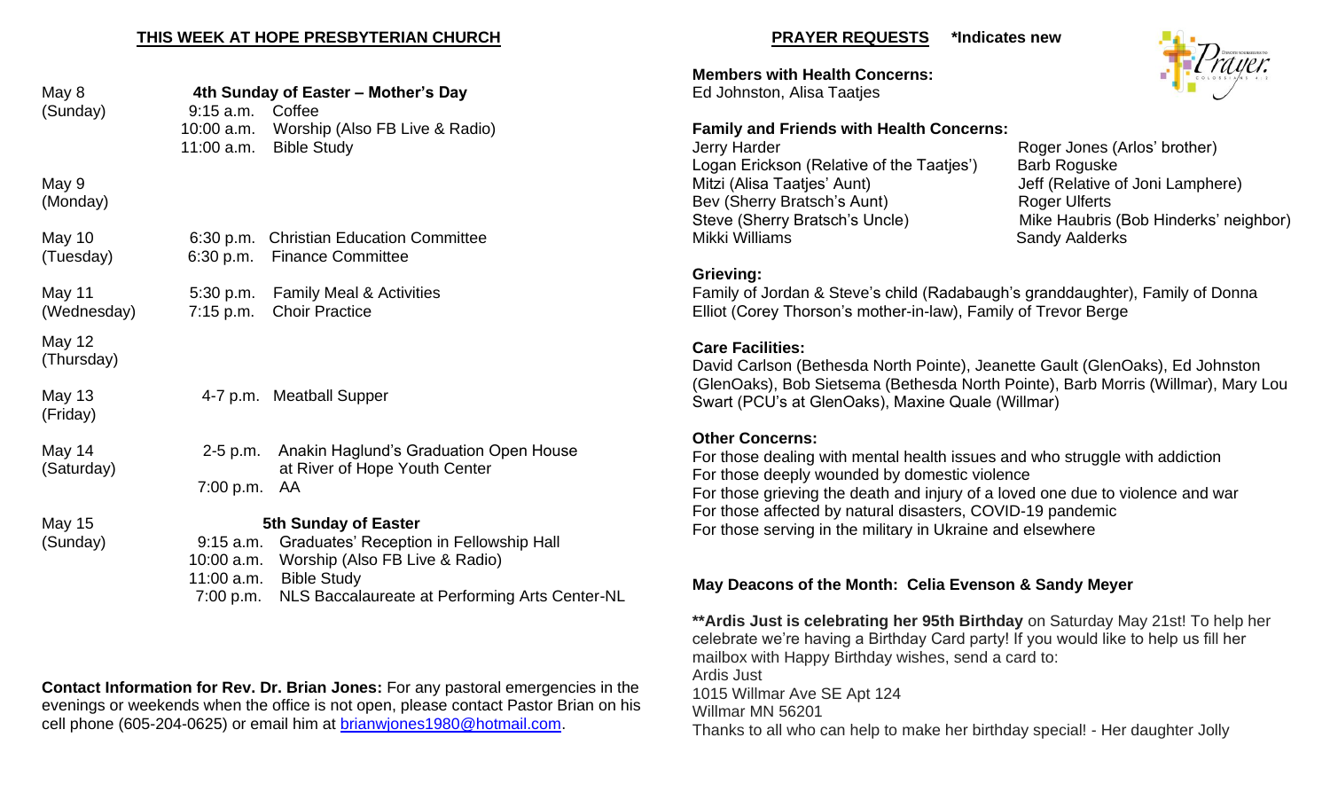## THIS WEEK AT HOPE PRESBYTERIAN CHURCH

| | | |
|---|---|---|
| May 8 (Sunday) | | **4th Sunday of Easter – Mother's Day** |
| | 9:15 a.m. | Coffee |
| | 10:00 a.m. | Worship (Also FB Live & Radio) |
| | 11:00 a.m. | Bible Study |
| May 9 (Monday) | | |
| May 10 (Tuesday) | 6:30 p.m. | Christian Education Committee |
| | 6:30 p.m. | Finance Committee |
| May 11 (Wednesday) | 5:30 p.m. | Family Meal & Activities |
| | 7:15 p.m. | Choir Practice |
| May 12 (Thursday) | | |
| May 13 (Friday) | 4-7 p.m. | Meatball Supper |
| May 14 (Saturday) | 2-5 p.m. | Anakin Haglund's Graduation Open House at River of Hope Youth Center |
| | 7:00 p.m. | AA |
| May 15 (Sunday) | | **5th Sunday of Easter** |
| | 9:15 a.m. | Graduates' Reception in Fellowship Hall |
| | 10:00 a.m. | Worship (Also FB Live & Radio) |
| | 11:00 a.m. | Bible Study |
| | 7:00 p.m. | NLS Baccalaureate at Performing Arts Center-NL |

**Contact Information for Rev. Dr. Brian Jones:** For any pastoral emergencies in the evenings or weekends when the office is not open, please contact Pastor Brian on his cell phone (605-204-0625) or email him at brianwjones1980@hotmail.com.

## PRAYER REQUESTS **\*Indicates new**

**Members with Health Concerns:**
Ed Johnston, Alisa Taatjes

**Family and Friends with Health Concerns:**

| | |
|---|---|
| Jerry Harder | Roger Jones (Arlos' brother) |
| Logan Erickson (Relative of the Taatjes') | Barb Roguske |
| Mitzi (Alisa Taatjes' Aunt) | Jeff (Relative of Joni Lamphere) |
| Bev (Sherry Bratsch's Aunt) | Roger Ulferts |
| Steve (Sherry Bratsch's Uncle) | Mike Haubris (Bob Hinderks' neighbor) |
| Mikki Williams | Sandy Aalderks |

**Grieving:**
Family of Jordan & Steve's child (Radabaugh's granddaughter), Family of Donna Elliot (Corey Thorson's mother-in-law), Family of Trevor Berge

**Care Facilities:**
David Carlson (Bethesda North Pointe), Jeanette Gault (GlenOaks), Ed Johnston (GlenOaks), Bob Sietsema (Bethesda North Pointe), Barb Morris (Willmar), Mary Lou Swart (PCU's at GlenOaks), Maxine Quale (Willmar)

**Other Concerns:**
For those dealing with mental health issues and who struggle with addiction
For those deeply wounded by domestic violence
For those grieving the death and injury of a loved one due to violence and war
For those affected by natural disasters, COVID-19 pandemic
For those serving in the military in Ukraine and elsewhere

**May Deacons of the Month: Celia Evenson & Sandy Meyer**

**\*\*Ardis Just is celebrating her 95th Birthday** on Saturday May 21st! To help her celebrate we're having a Birthday Card party! If you would like to help us fill her mailbox with Happy Birthday wishes, send a card to:
Ardis Just
1015 Willmar Ave SE Apt 124
Willmar MN 56201
Thanks to all who can help to make her birthday special! - Her daughter Jolly